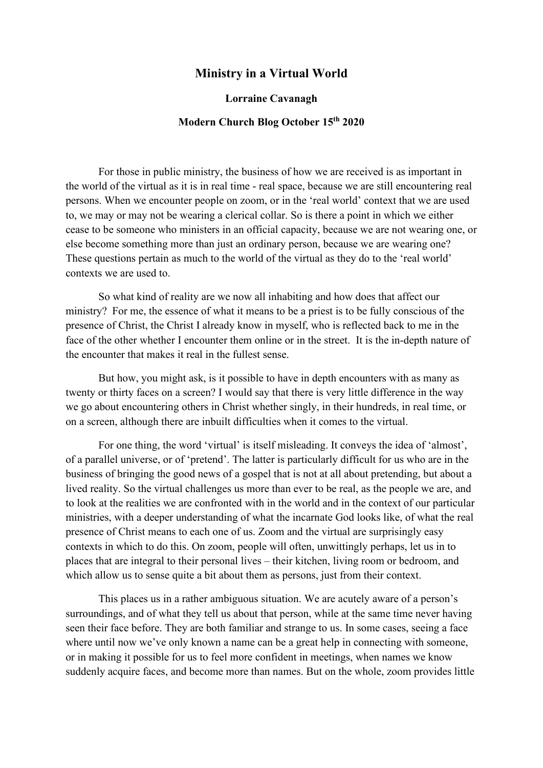# Ministry in a Virtual World

**Lorraine Cavanagh**

**Modern Church Blog October 15th 2020**

For those in public ministry, the business of how we are received is as important in the world of the virtual as it is in real time - real space, because we are still encountering real persons. When we encounter people on zoom, or in the 'real world' context that we are used to, we may or may not be wearing a clerical collar. So is there a point in which we either cease to be someone who ministers in an official capacity, because we are not wearing one, or else become something more than just an ordinary person, because we are wearing one? These questions pertain as much to the world of the virtual as they do to the 'real world' contexts we are used to.

So what kind of reality are we now all inhabiting and how does that affect our ministry? For me, the essence of what it means to be a priest is to be fully conscious of the presence of Christ, the Christ I already know in myself, who is reflected back to me in the face of the other whether I encounter them online or in the street. It is the in-depth nature of the encounter that makes it real in the fullest sense.

But how, you might ask, is it possible to have in depth encounters with as many as twenty or thirty faces on a screen? I would say that there is very little difference in the way we go about encountering others in Christ whether singly, in their hundreds, in real time, or on a screen, although there are inbuilt difficulties when it comes to the virtual.

For one thing, the word 'virtual' is itself misleading. It conveys the idea of 'almost', of a parallel universe, or of 'pretend'. The latter is particularly difficult for us who are in the business of bringing the good news of a gospel that is not at all about pretending, but about a lived reality. So the virtual challenges us more than ever to be real, as the people we are, and to look at the realities we are confronted with in the world and in the context of our particular ministries, with a deeper understanding of what the incarnate God looks like, of what the real presence of Christ means to each one of us. Zoom and the virtual are surprisingly easy contexts in which to do this. On zoom, people will often, unwittingly perhaps, let us in to places that are integral to their personal lives – their kitchen, living room or bedroom, and which allow us to sense quite a bit about them as persons, just from their context.

This places us in a rather ambiguous situation. We are acutely aware of a person's surroundings, and of what they tell us about that person, while at the same time never having seen their face before. They are both familiar and strange to us. In some cases, seeing a face where until now we've only known a name can be a great help in connecting with someone, or in making it possible for us to feel more confident in meetings, when names we know suddenly acquire faces, and become more than names. But on the whole, zoom provides little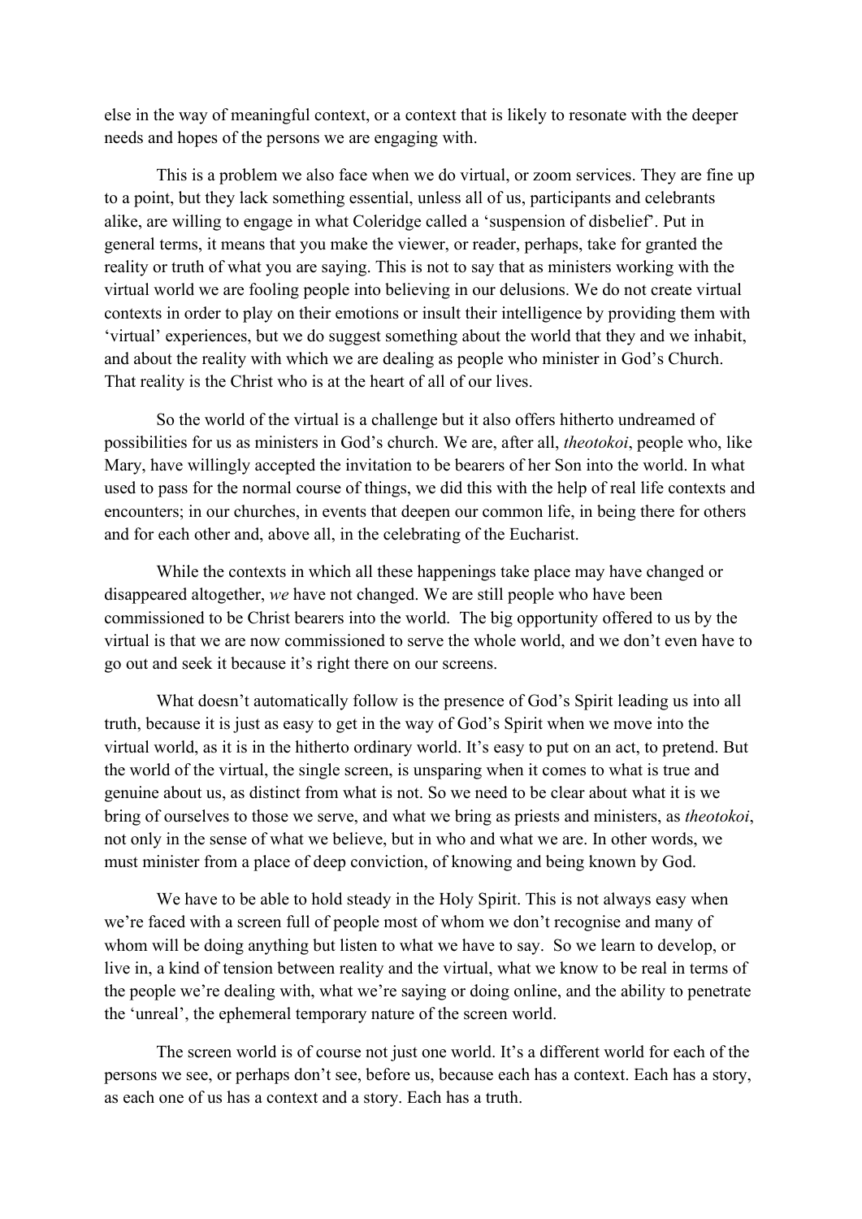else in the way of meaningful context, or a context that is likely to resonate with the deeper needs and hopes of the persons we are engaging with.

This is a problem we also face when we do virtual, or zoom services. They are fine up to a point, but they lack something essential, unless all of us, participants and celebrants alike, are willing to engage in what Coleridge called a 'suspension of disbelief'. Put in general terms, it means that you make the viewer, or reader, perhaps, take for granted the reality or truth of what you are saying. This is not to say that as ministers working with the virtual world we are fooling people into believing in our delusions. We do not create virtual contexts in order to play on their emotions or insult their intelligence by providing them with 'virtual' experiences, but we do suggest something about the world that they and we inhabit, and about the reality with which we are dealing as people who minister in God's Church. That reality is the Christ who is at the heart of all of our lives.

So the world of the virtual is a challenge but it also offers hitherto undreamed of possibilities for us as ministers in God's church. We are, after all, *theotokoi*, people who, like Mary, have willingly accepted the invitation to be bearers of her Son into the world. In what used to pass for the normal course of things, we did this with the help of real life contexts and encounters; in our churches, in events that deepen our common life, in being there for others and for each other and, above all, in the celebrating of the Eucharist.

While the contexts in which all these happenings take place may have changed or disappeared altogether, *we* have not changed. We are still people who have been commissioned to be Christ bearers into the world. The big opportunity offered to us by the virtual is that we are now commissioned to serve the whole world, and we don't even have to go out and seek it because it's right there on our screens.

What doesn't automatically follow is the presence of God's Spirit leading us into all truth, because it is just as easy to get in the way of God's Spirit when we move into the virtual world, as it is in the hitherto ordinary world. It's easy to put on an act, to pretend. But the world of the virtual, the single screen, is unsparing when it comes to what is true and genuine about us, as distinct from what is not. So we need to be clear about what it is we bring of ourselves to those we serve, and what we bring as priests and ministers, as *theotokoi*, not only in the sense of what we believe, but in who and what we are. In other words, we must minister from a place of deep conviction, of knowing and being known by God.

We have to be able to hold steady in the Holy Spirit. This is not always easy when we're faced with a screen full of people most of whom we don't recognise and many of whom will be doing anything but listen to what we have to say. So we learn to develop, or live in, a kind of tension between reality and the virtual, what we know to be real in terms of the people we're dealing with, what we're saying or doing online, and the ability to penetrate the 'unreal', the ephemeral temporary nature of the screen world.

The screen world is of course not just one world. It's a different world for each of the persons we see, or perhaps don't see, before us, because each has a context. Each has a story, as each one of us has a context and a story. Each has a truth.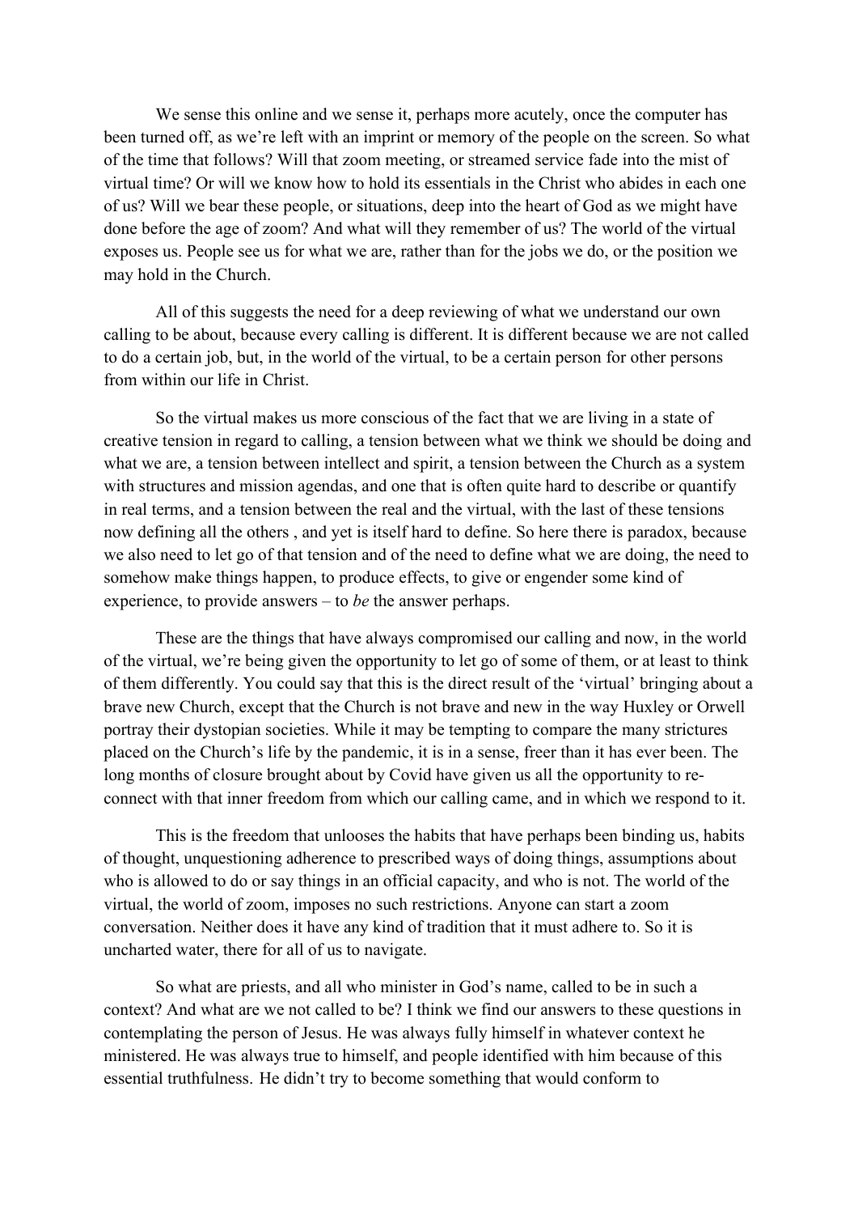We sense this online and we sense it, perhaps more acutely, once the computer has been turned off, as we're left with an imprint or memory of the people on the screen. So what of the time that follows? Will that zoom meeting, or streamed service fade into the mist of virtual time? Or will we know how to hold its essentials in the Christ who abides in each one of us? Will we bear these people, or situations, deep into the heart of God as we might have done before the age of zoom? And what will they remember of us? The world of the virtual exposes us. People see us for what we are, rather than for the jobs we do, or the position we may hold in the Church.

All of this suggests the need for a deep reviewing of what we understand our own calling to be about, because every calling is different. It is different because we are not called to do a certain job, but, in the world of the virtual, to be a certain person for other persons from within our life in Christ.

So the virtual makes us more conscious of the fact that we are living in a state of creative tension in regard to calling, a tension between what we think we should be doing and what we are, a tension between intellect and spirit, a tension between the Church as a system with structures and mission agendas, and one that is often quite hard to describe or quantify in real terms, and a tension between the real and the virtual, with the last of these tensions now defining all the others , and yet is itself hard to define. So here there is paradox, because we also need to let go of that tension and of the need to define what we are doing, the need to somehow make things happen, to produce effects, to give or engender some kind of experience, to provide answers – to *be* the answer perhaps.

These are the things that have always compromised our calling and now, in the world of the virtual, we're being given the opportunity to let go of some of them, or at least to think of them differently. You could say that this is the direct result of the 'virtual' bringing about a brave new Church, except that the Church is not brave and new in the way Huxley or Orwell portray their dystopian societies. While it may be tempting to compare the many strictures placed on the Church's life by the pandemic, it is in a sense, freer than it has ever been. The long months of closure brought about by Covid have given us all the opportunity to re-connect with that inner freedom from which our calling came, and in which we respond to it.

This is the freedom that unlooses the habits that have perhaps been binding us, habits of thought, unquestioning adherence to prescribed ways of doing things, assumptions about who is allowed to do or say things in an official capacity, and who is not. The world of the virtual, the world of zoom, imposes no such restrictions. Anyone can start a zoom conversation. Neither does it have any kind of tradition that it must adhere to. So it is uncharted water, there for all of us to navigate.

So what are priests, and all who minister in God's name, called to be in such a context? And what are we not called to be? I think we find our answers to these questions in contemplating the person of Jesus. He was always fully himself in whatever context he ministered. He was always true to himself, and people identified with him because of this essential truthfulness. He didn't try to become something that would conform to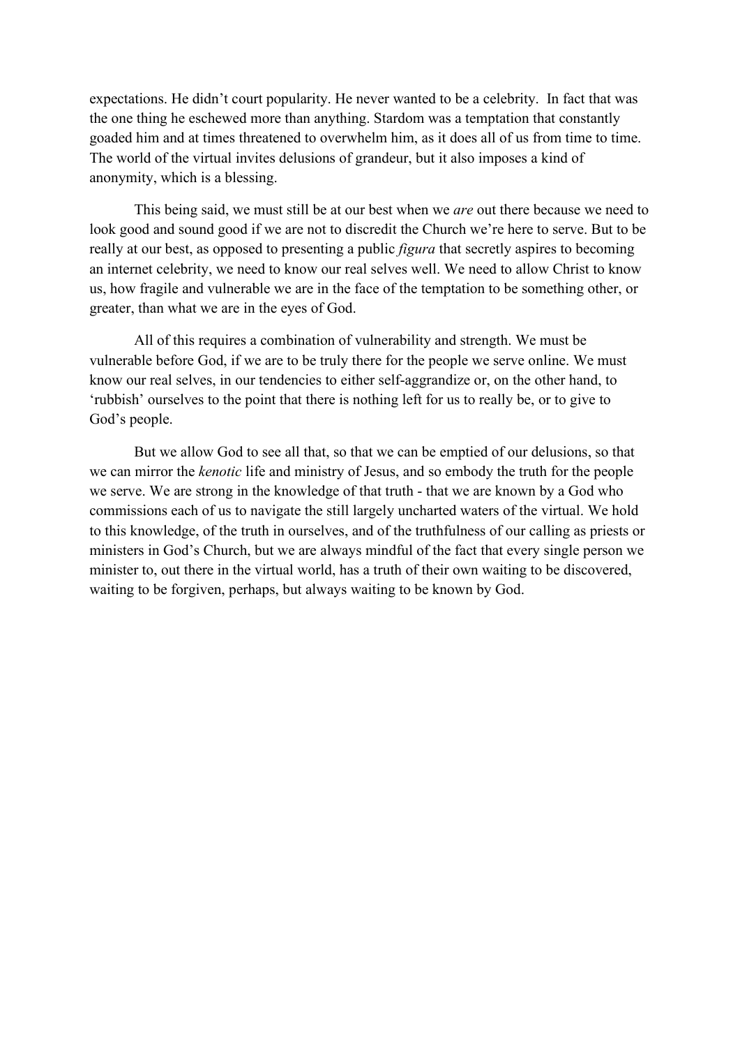expectations. He didn't court popularity. He never wanted to be a celebrity. In fact that was the one thing he eschewed more than anything. Stardom was a temptation that constantly goaded him and at times threatened to overwhelm him, as it does all of us from time to time. The world of the virtual invites delusions of grandeur, but it also imposes a kind of anonymity, which is a blessing.

This being said, we must still be at our best when we *are* out there because we need to look good and sound good if we are not to discredit the Church we're here to serve. But to be really at our best, as opposed to presenting a public *figura* that secretly aspires to becoming an internet celebrity, we need to know our real selves well. We need to allow Christ to know us, how fragile and vulnerable we are in the face of the temptation to be something other, or greater, than what we are in the eyes of God.

All of this requires a combination of vulnerability and strength. We must be vulnerable before God, if we are to be truly there for the people we serve online. We must know our real selves, in our tendencies to either self-aggrandize or, on the other hand, to 'rubbish' ourselves to the point that there is nothing left for us to really be, or to give to God's people.

But we allow God to see all that, so that we can be emptied of our delusions, so that we can mirror the *kenotic* life and ministry of Jesus, and so embody the truth for the people we serve. We are strong in the knowledge of that truth - that we are known by a God who commissions each of us to navigate the still largely uncharted waters of the virtual. We hold to this knowledge, of the truth in ourselves, and of the truthfulness of our calling as priests or ministers in God's Church, but we are always mindful of the fact that every single person we minister to, out there in the virtual world, has a truth of their own waiting to be discovered, waiting to be forgiven, perhaps, but always waiting to be known by God.